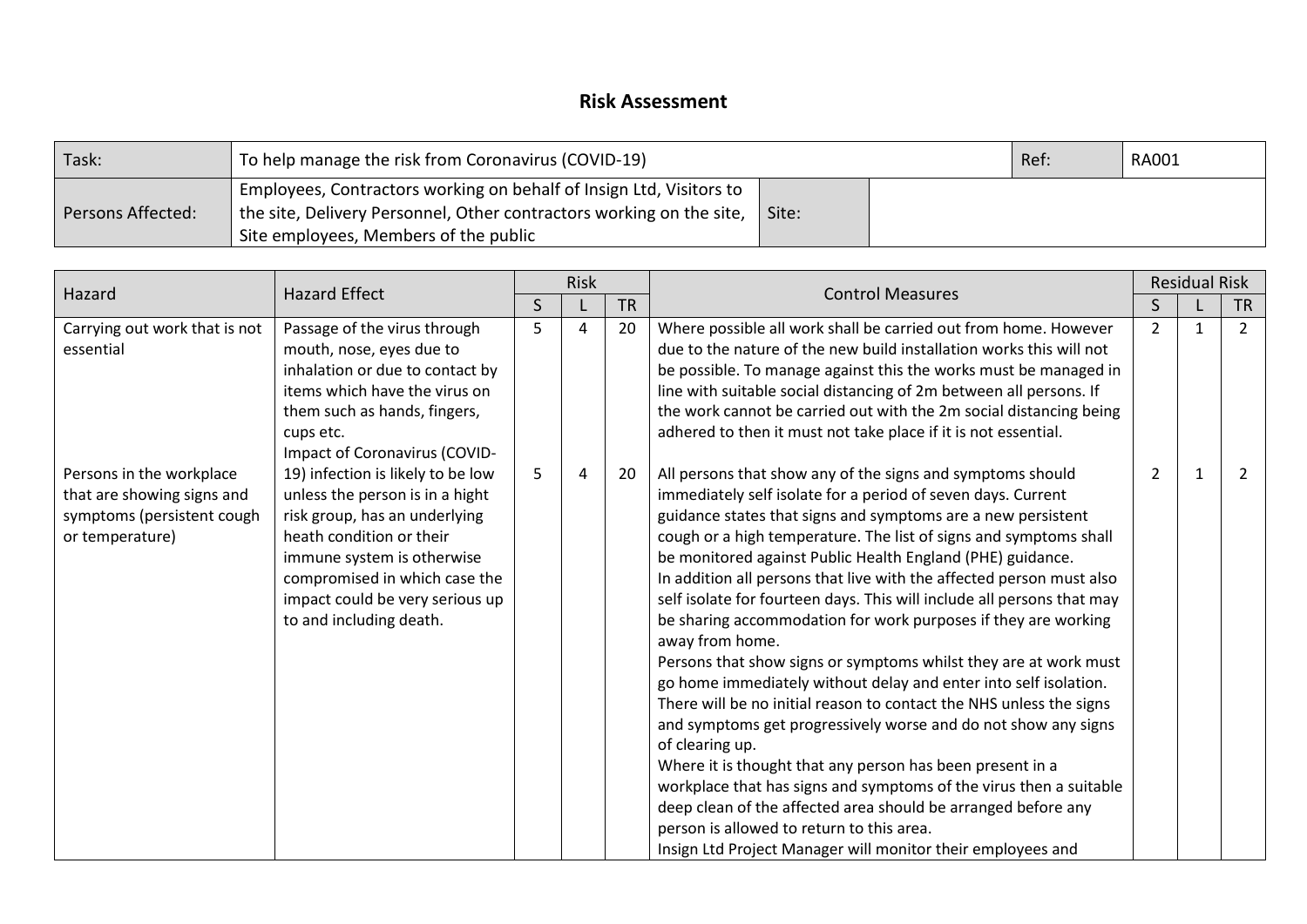# Risk Assessment

| Task: | To help manage the risk from Coronavirus (COVID-19) | | | Ref: | RA001 |
|---|---|---|---|---|---|
| Persons Affected: | Employees, Contractors working on behalf of Insign Ltd, Visitors to the site, Delivery Personnel, Other contractors working on the site, Site employees, Members of the public | Site: | | | |

| Hazard | Hazard Effect | Risk | | | Control Measures | Residual Risk | | |
|---|---|---|---|---|---|---|---|---|
| | | S | L | TR | | S | L | TR |
| Carrying out work that is not essential | Passage of the virus through mouth, nose, eyes due to inhalation or due to contact by items which have the virus on them such as hands, fingers, cups etc. Impact of Coronavirus (COVID-19) infection is likely to be low unless the person is in a hight risk group, has an underlying heath condition or their immune system is otherwise compromised in which case the impact could be very serious up to and including death. | 5 | 4 | 20 | Where possible all work shall be carried out from home. However due to the nature of the new build installation works this will not be possible. To manage against this the works must be managed in line with suitable social distancing of 2m between all persons. If the work cannot be carried out with the 2m social distancing being adhered to then it must not take place if it is not essential. | 2 | 1 | 2 |
| Persons in the workplace that are showing signs and symptoms (persistent cough or temperature) | | 5 | 4 | 20 | All persons that show any of the signs and symptoms should immediately self isolate for a period of seven days. Current guidance states that signs and symptoms are a new persistent cough or a high temperature. The list of signs and symptoms shall be monitored against Public Health England (PHE) guidance.<br>In addition all persons that live with the affected person must also self isolate for fourteen days. This will include all persons that may be sharing accommodation for work purposes if they are working away from home.<br>Persons that show signs or symptoms whilst they are at work must go home immediately without delay and enter into self isolation. There will be no initial reason to contact the NHS unless the signs and symptoms get progressively worse and do not show any signs of clearing up.<br>Where it is thought that any person has been present in a workplace that has signs and symptoms of the virus then a suitable deep clean of the affected area should be arranged before any person is allowed to return to this area.<br>Insign Ltd Project Manager will monitor their employees and | 2 | 1 | 2 |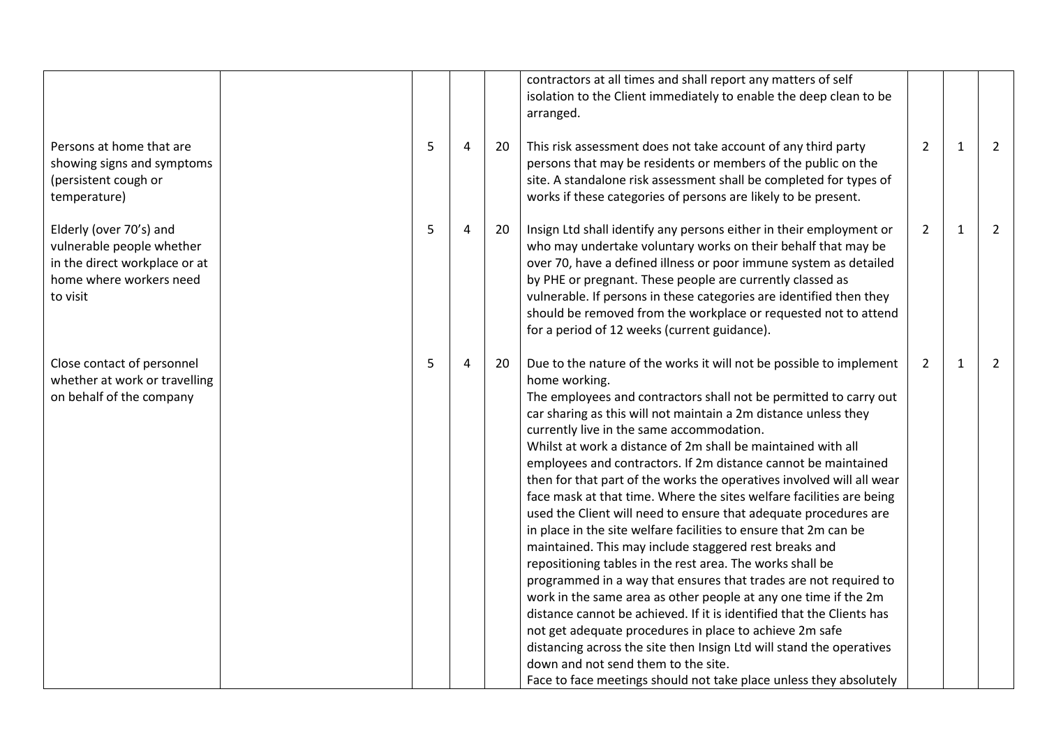| | | | | | | | | |
|---|---|---|---|---|---|---|---|---|
| | | | | | contractors at all times and shall report any matters of self isolation to the Client immediately to enable the deep clean to be arranged. | | | |
| Persons at home that are showing signs and symptoms (persistent cough or temperature) | | 5 | 4 | 20 | This risk assessment does not take account of any third party persons that may be residents or members of the public on the site. A standalone risk assessment shall be completed for types of works if these categories of persons are likely to be present. | 2 | 1 | 2 |
| Elderly (over 70's) and vulnerable people whether in the direct workplace or at home where workers need to visit | | 5 | 4 | 20 | Insign Ltd shall identify any persons either in their employment or who may undertake voluntary works on their behalf that may be over 70, have a defined illness or poor immune system as detailed by PHE or pregnant. These people are currently classed as vulnerable. If persons in these categories are identified then they should be removed from the workplace or requested not to attend for a period of 12 weeks (current guidance). | 2 | 1 | 2 |
| Close contact of personnel whether at work or travelling on behalf of the company | | 5 | 4 | 20 | Due to the nature of the works it will not be possible to implement home working.<br>The employees and contractors shall not be permitted to carry out car sharing as this will not maintain a 2m distance unless they currently live in the same accommodation.<br>Whilst at work a distance of 2m shall be maintained with all employees and contractors. If 2m distance cannot be maintained then for that part of the works the operatives involved will all wear face mask at that time. Where the sites welfare facilities are being used the Client will need to ensure that adequate procedures are in place in the site welfare facilities to ensure that 2m can be maintained. This may include staggered rest breaks and repositioning tables in the rest area. The works shall be programmed in a way that ensures that trades are not required to work in the same area as other people at any one time if the 2m distance cannot be achieved. If it is identified that the Clients has not get adequate procedures in place to achieve 2m safe distancing across the site then Insign Ltd will stand the operatives down and not send them to the site.<br>Face to face meetings should not take place unless they absolutely | 2 | 1 | 2 |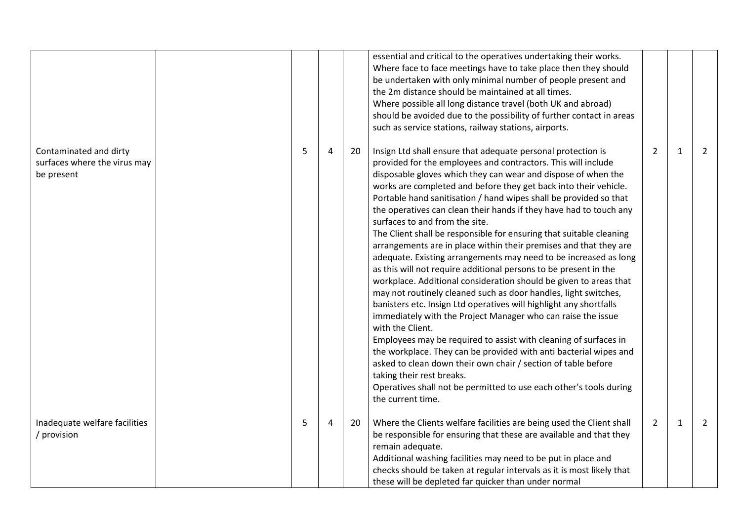| | | | | | | | | |
|---|---|---|---|---|---|---|---|---|
| | | | | | essential and critical to the operatives undertaking their works. Where face to face meetings have to take place then they should be undertaken with only minimal number of people present and the 2m distance should be maintained at all times. Where possible all long distance travel (both UK and abroad) should be avoided due to the possibility of further contact in areas such as service stations, railway stations, airports. | | | |
| Contaminated and dirty surfaces where the virus may be present | | 5 | 4 | 20 | Insign Ltd shall ensure that adequate personal protection is provided for the employees and contractors. This will include disposable gloves which they can wear and dispose of when the works are completed and before they get back into their vehicle. Portable hand sanitisation / hand wipes shall be provided so that the operatives can clean their hands if they have had to touch any surfaces to and from the site. The Client shall be responsible for ensuring that suitable cleaning arrangements are in place within their premises and that they are adequate. Existing arrangements may need to be increased as long as this will not require additional persons to be present in the workplace. Additional consideration should be given to areas that may not routinely cleaned such as door handles, light switches, banisters etc. Insign Ltd operatives will highlight any shortfalls immediately with the Project Manager who can raise the issue with the Client. Employees may be required to assist with cleaning of surfaces in the workplace. They can be provided with anti bacterial wipes and asked to clean down their own chair / section of table before taking their rest breaks. Operatives shall not be permitted to use each other's tools during the current time. | 2 | 1 | 2 |
| Inadequate welfare facilities / provision | | 5 | 4 | 20 | Where the Clients welfare facilities are being used the Client shall be responsible for ensuring that these are available and that they remain adequate. Additional washing facilities may need to be put in place and checks should be taken at regular intervals as it is most likely that these will be depleted far quicker than under normal | 2 | 1 | 2 |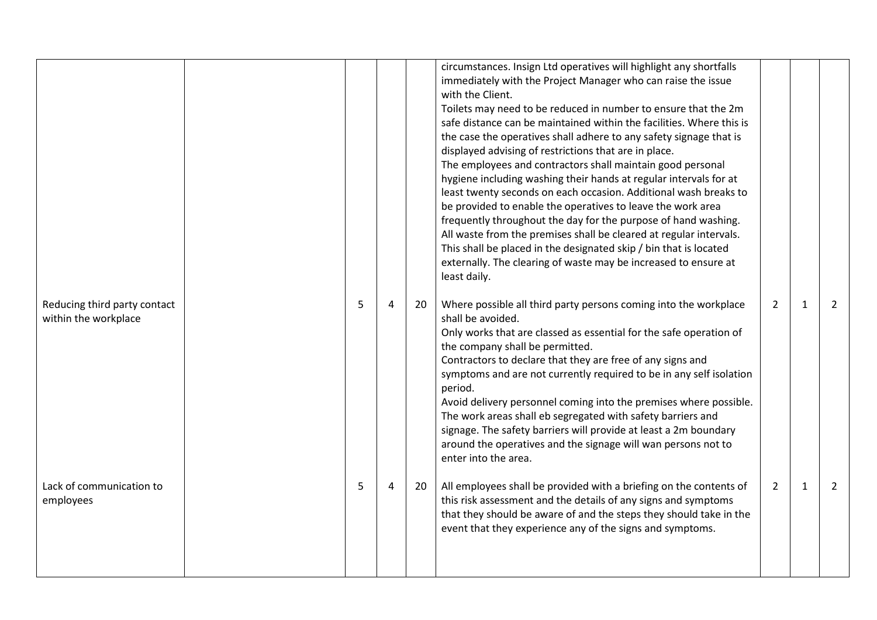| | | | | | | | | |
|---|---|---|---|---|---|---|---|---|
| | | | | | circumstances. Insign Ltd operatives will highlight any shortfalls immediately with the Project Manager who can raise the issue with the Client.<br>Toilets may need to be reduced in number to ensure that the 2m safe distance can be maintained within the facilities. Where this is the case the operatives shall adhere to any safety signage that is displayed advising of restrictions that are in place.<br>The employees and contractors shall maintain good personal hygiene including washing their hands at regular intervals for at least twenty seconds on each occasion. Additional wash breaks to be provided to enable the operatives to leave the work area frequently throughout the day for the purpose of hand washing.<br>All waste from the premises shall be cleared at regular intervals. This shall be placed in the designated skip / bin that is located externally. The clearing of waste may be increased to ensure at least daily. | | | |
| Reducing third party contact within the workplace | | 5 | 4 | 20 | Where possible all third party persons coming into the workplace shall be avoided.<br>Only works that are classed as essential for the safe operation of the company shall be permitted.<br>Contractors to declare that they are free of any signs and symptoms and are not currently required to be in any self isolation period.<br>Avoid delivery personnel coming into the premises where possible.<br>The work areas shall eb segregated with safety barriers and signage. The safety barriers will provide at least a 2m boundary around the operatives and the signage will wan persons not to enter into the area. | 2 | 1 | 2 |
| Lack of communication to employees | | 5 | 4 | 20 | All employees shall be provided with a briefing on the contents of this risk assessment and the details of any signs and symptoms that they should be aware of and the steps they should take in the event that they experience any of the signs and symptoms. | 2 | 1 | 2 |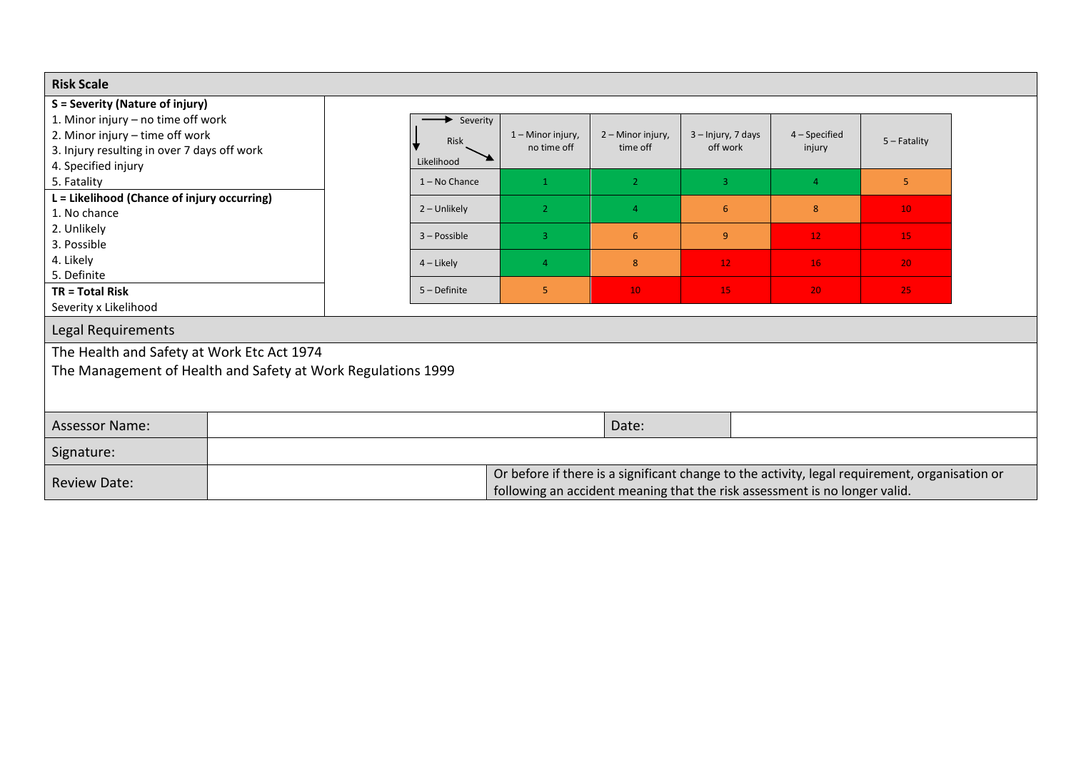## Risk Scale

**S = Severity (Nature of injury)**
1. Minor injury – no time off work
2. Minor injury – time off work
3. Injury resulting in over 7 days off work
4. Specified injury
5. Fatality

**L = Likelihood (Chance of injury occurring)**
1. No chance
2. Unlikely
3. Possible
4. Likely
5. Definite

**TR = Total Risk**
Severity x Likelihood

| Likelihood ↓ / Severity → (Risk) | 1 – Minor injury, no time off | 2 – Minor injury, time off | 3 – Injury, 7 days off work | 4 – Specified injury | 5 – Fatality |
|---|---|---|---|---|---|
| 1 – No Chance | 1 | 2 | 3 | 4 | 5 |
| 2 – Unlikely | 2 | 4 | 6 | 8 | 10 |
| 3 – Possible | 3 | 6 | 9 | 12 | 15 |
| 4 – Likely | 4 | 8 | 12 | 16 | 20 |
| 5 – Definite | 5 | 10 | 15 | 20 | 25 |

## Legal Requirements

The Health and Safety at Work Etc Act 1974
The Management of Health and Safety at Work Regulations 1999

| Assessor Name: | | Date: | |
|---|---|---|---|
| Signature: | | | |
| Review Date: | | Or before if there is a significant change to the activity, legal requirement, organisation or following an accident meaning that the risk assessment is no longer valid. | |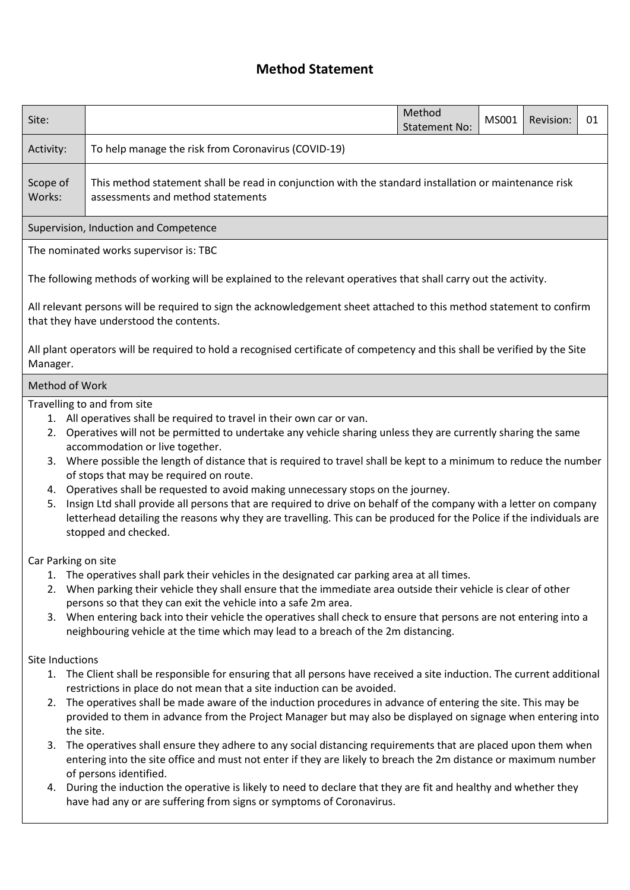# Method Statement

| Site: | | Method Statement No: | MS001 | Revision: | 01 |
|---|---|---|---|---|---|
| Activity: | To help manage the risk from Coronavirus (COVID-19) | | | | |
| Scope of Works: | This method statement shall be read in conjunction with the standard installation or maintenance risk assessments and method statements | | | | |

## Supervision, Induction and Competence

The nominated works supervisor is: TBC

The following methods of working will be explained to the relevant operatives that shall carry out the activity.

All relevant persons will be required to sign the acknowledgement sheet attached to this method statement to confirm that they have understood the contents.

All plant operators will be required to hold a recognised certificate of competency and this shall be verified by the Site Manager.

## Method of Work

Travelling to and from site

1. All operatives shall be required to travel in their own car or van.
2. Operatives will not be permitted to undertake any vehicle sharing unless they are currently sharing the same accommodation or live together.
3. Where possible the length of distance that is required to travel shall be kept to a minimum to reduce the number of stops that may be required on route.
4. Operatives shall be requested to avoid making unnecessary stops on the journey.
5. Insign Ltd shall provide all persons that are required to drive on behalf of the company with a letter on company letterhead detailing the reasons why they are travelling. This can be produced for the Police if the individuals are stopped and checked.

Car Parking on site

1. The operatives shall park their vehicles in the designated car parking area at all times.
2. When parking their vehicle they shall ensure that the immediate area outside their vehicle is clear of other persons so that they can exit the vehicle into a safe 2m area.
3. When entering back into their vehicle the operatives shall check to ensure that persons are not entering into a neighbouring vehicle at the time which may lead to a breach of the 2m distancing.

Site Inductions

1. The Client shall be responsible for ensuring that all persons have received a site induction. The current additional restrictions in place do not mean that a site induction can be avoided.
2. The operatives shall be made aware of the induction procedures in advance of entering the site. This may be provided to them in advance from the Project Manager but may also be displayed on signage when entering into the site.
3. The operatives shall ensure they adhere to any social distancing requirements that are placed upon them when entering into the site office and must not enter if they are likely to breach the 2m distance or maximum number of persons identified.
4. During the induction the operative is likely to need to declare that they are fit and healthy and whether they have had any or are suffering from signs or symptoms of Coronavirus.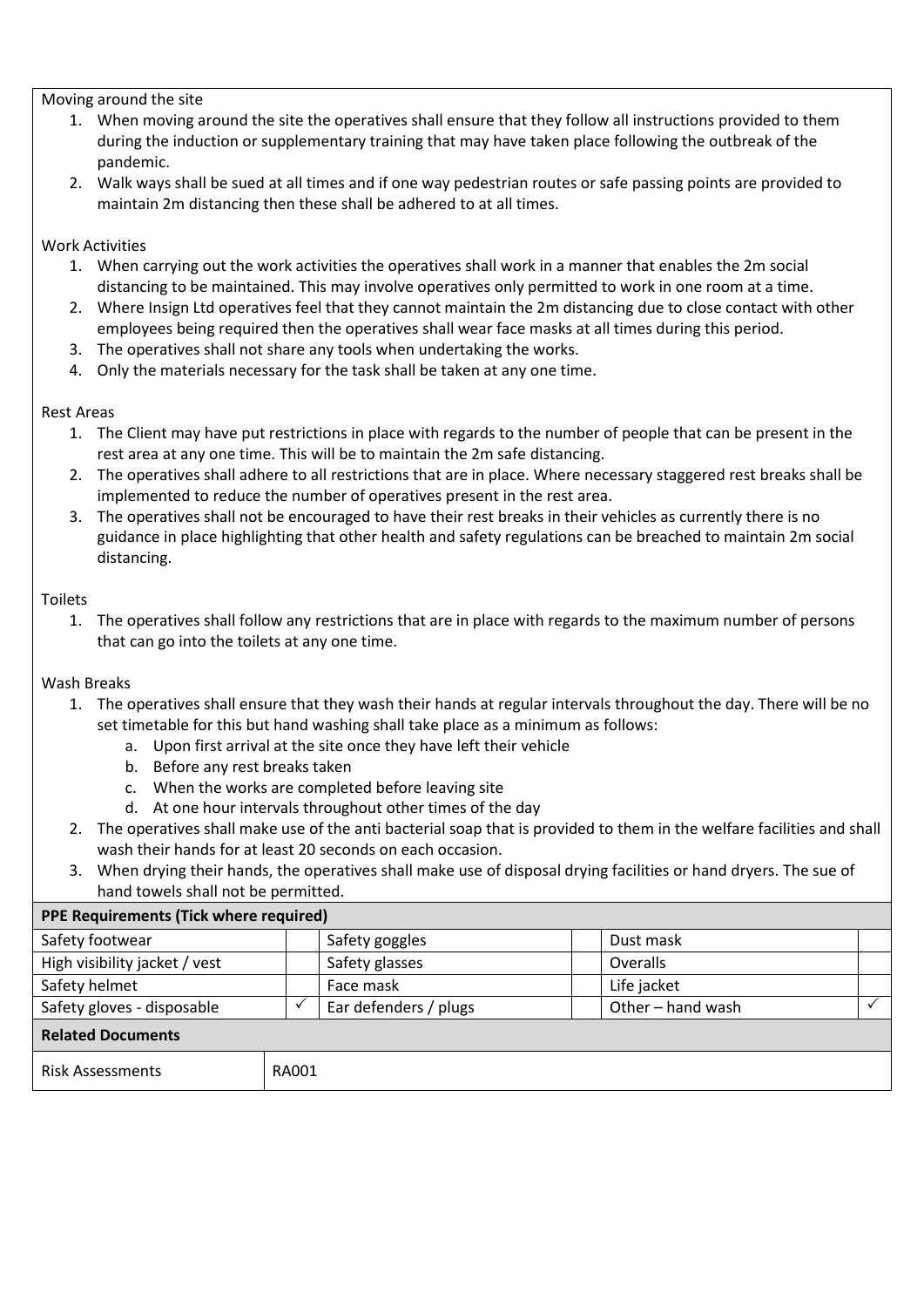Moving around the site

1. When moving around the site the operatives shall ensure that they follow all instructions provided to them during the induction or supplementary training that may have taken place following the outbreak of the pandemic.
2. Walk ways shall be sued at all times and if one way pedestrian routes or safe passing points are provided to maintain 2m distancing then these shall be adhered to at all times.

Work Activities

1. When carrying out the work activities the operatives shall work in a manner that enables the 2m social distancing to be maintained. This may involve operatives only permitted to work in one room at a time.
2. Where Insign Ltd operatives feel that they cannot maintain the 2m distancing due to close contact with other employees being required then the operatives shall wear face masks at all times during this period.
3. The operatives shall not share any tools when undertaking the works.
4. Only the materials necessary for the task shall be taken at any one time.

Rest Areas

1. The Client may have put restrictions in place with regards to the number of people that can be present in the rest area at any one time. This will be to maintain the 2m safe distancing.
2. The operatives shall adhere to all restrictions that are in place. Where necessary staggered rest breaks shall be implemented to reduce the number of operatives present in the rest area.
3. The operatives shall not be encouraged to have their rest breaks in their vehicles as currently there is no guidance in place highlighting that other health and safety regulations can be breached to maintain 2m social distancing.

Toilets

1. The operatives shall follow any restrictions that are in place with regards to the maximum number of persons that can go into the toilets at any one time.

Wash Breaks

1. The operatives shall ensure that they wash their hands at regular intervals throughout the day. There will be no set timetable for this but hand washing shall take place as a minimum as follows:
   a. Upon first arrival at the site once they have left their vehicle
   b. Before any rest breaks taken
   c. When the works are completed before leaving site
   d. At one hour intervals throughout other times of the day
2. The operatives shall make use of the anti bacterial soap that is provided to them in the welfare facilities and shall wash their hands for at least 20 seconds on each occasion.
3. When drying their hands, the operatives shall make use of disposal drying facilities or hand dryers. The sue of hand towels shall not be permitted.

**PPE Requirements (Tick where required)**

| | | | | | |
|---|---|---|---|---|---|
| Safety footwear | | Safety goggles | | Dust mask | |
| High visibility jacket / vest | | Safety glasses | | Overalls | |
| Safety helmet | | Face mask | | Life jacket | |
| Safety gloves - disposable | ✓ | Ear defenders / plugs | | Other – hand wash | ✓ |

**Related Documents**

| | |
|---|---|
| Risk Assessments | RA001 |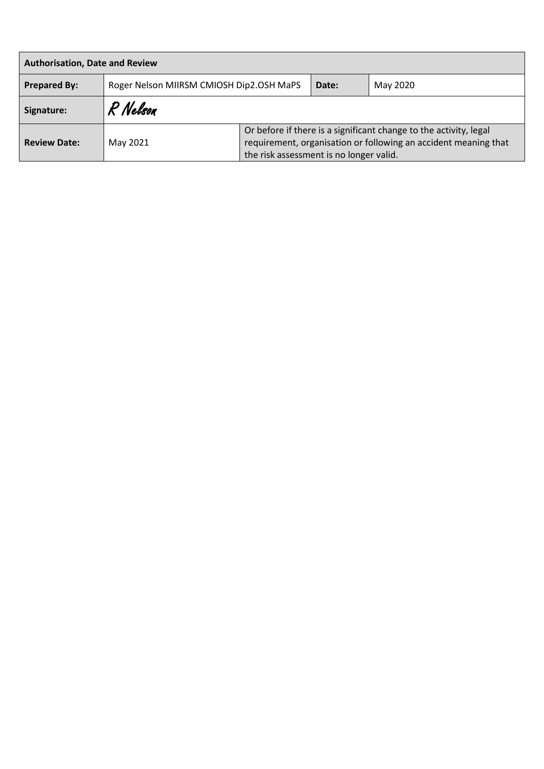| Authorisation, Date and Review | | | |
|---|---|---|---|
| **Prepared By:** | Roger Nelson MIIRSM CMIOSH Dip2.OSH MaPS | **Date:** | May 2020 |
| **Signature:** | R Nelson | | |
| **Review Date:** | May 2021 | Or before if there is a significant change to the activity, legal requirement, organisation or following an accident meaning that the risk assessment is no longer valid. | |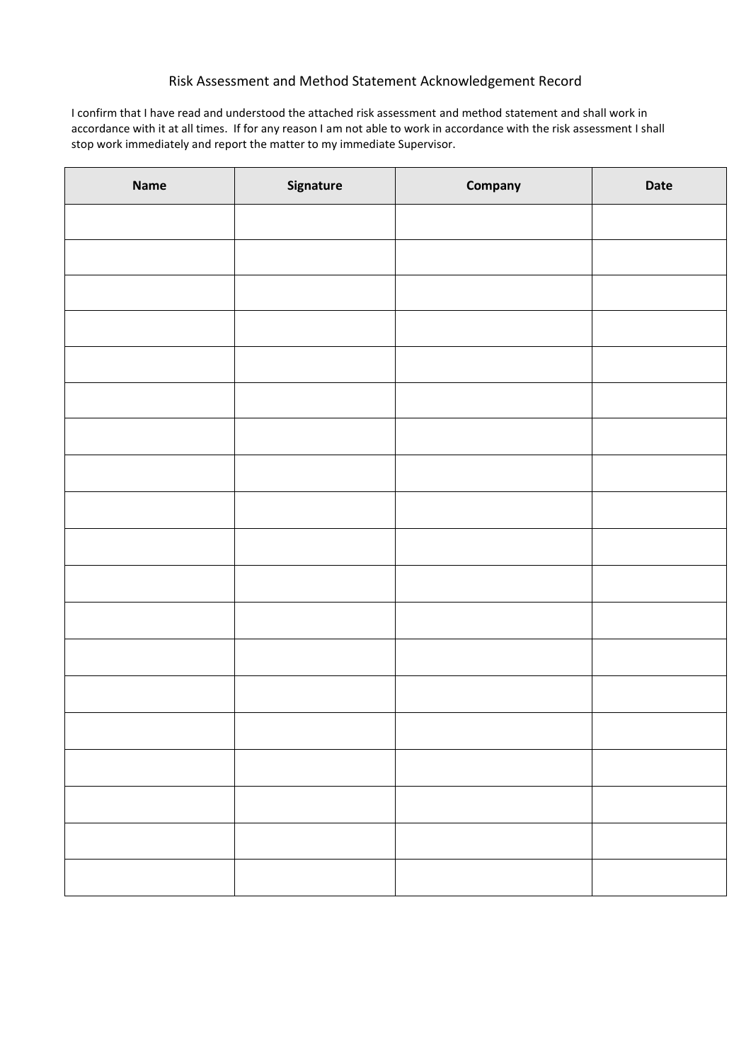# Risk Assessment and Method Statement Acknowledgement Record

I confirm that I have read and understood the attached risk assessment and method statement and shall work in accordance with it at all times. If for any reason I am not able to work in accordance with the risk assessment I shall stop work immediately and report the matter to my immediate Supervisor.

| Name | Signature | Company | Date |
|---|---|---|---|
| | | | |
| | | | |
| | | | |
| | | | |
| | | | |
| | | | |
| | | | |
| | | | |
| | | | |
| | | | |
| | | | |
| | | | |
| | | | |
| | | | |
| | | | |
| | | | |
| | | | |
| | | | |
| | | | |